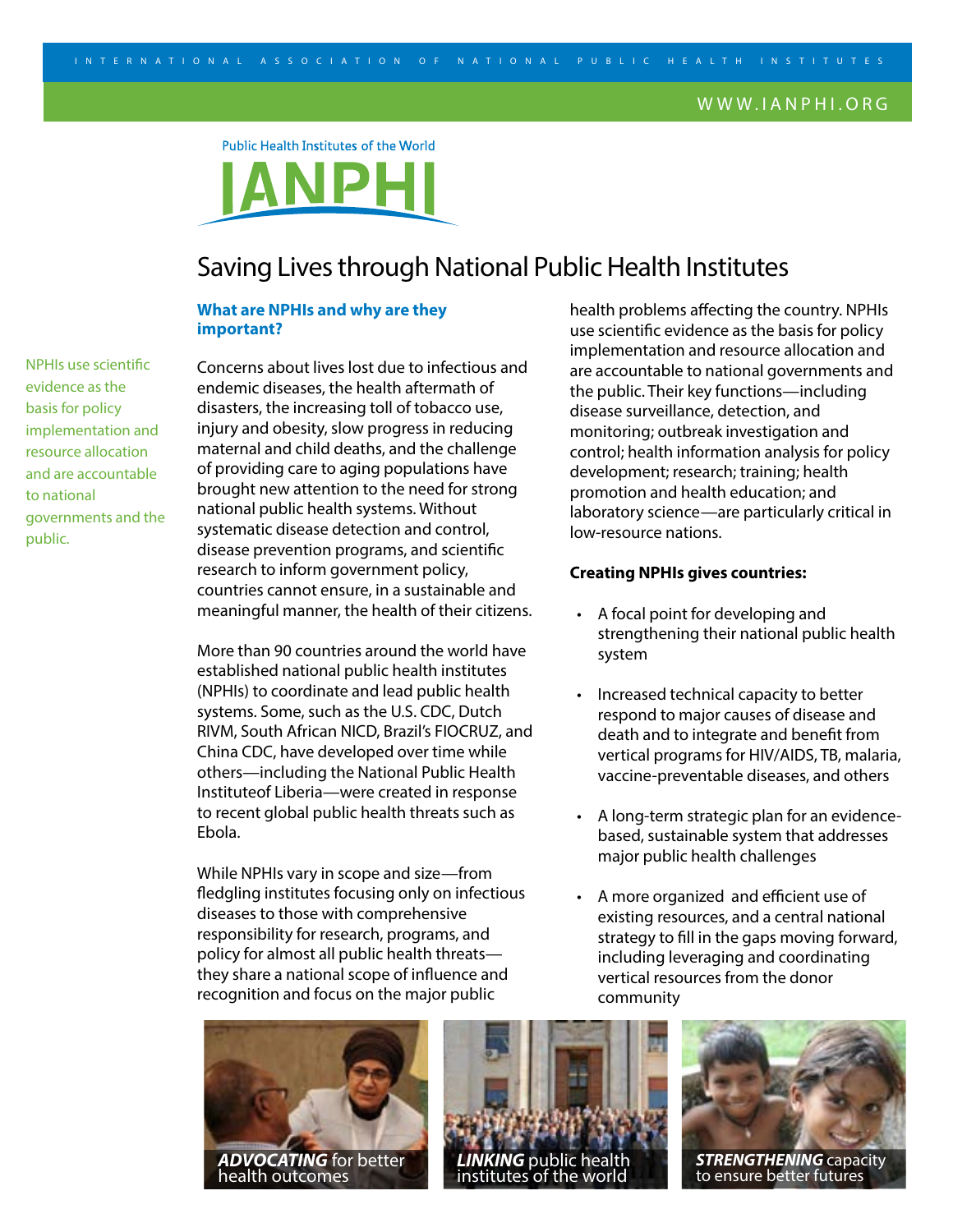INTERNATIONAL ASSOCIATION OF NATIONAL PUBLIC HEALTH INSTITUTES

WWW.IANPHI.ORG

Public Health Institutes of the World

IANPHI

# Saving Lives through National Public Health Institutes

## What are NPHIs and why are they important?

NPHIs use scientific evidence as the basis for policy implementation and resource allocation and are accountable to national governments and the public.

Concerns about lives lost due to infectious and endemic diseases, the health aftermath of disasters, the increasing toll of tobacco use, injury and obesity, slow progress in reducing maternal and child deaths, and the challenge of providing care to aging populations have brought new attention to the need for strong national public health systems. Without systematic disease detection and control, disease prevention programs, and scientific research to inform government policy, countries cannot ensure, in a sustainable and meaningful manner, the health of their citizens.

More than 90 countries around the world have established national public health institutes (NPHIs) to coordinate and lead public health systems. Some, such as the U.S. CDC, Dutch RIVM, South African NICD, Brazil's FIOCRUZ, and China CDC, have developed over time while others—including the National Public Health Instituteof Liberia—were created in response to recent global public health threats such as Ebola.

While NPHIs vary in scope and size—from fledgling institutes focusing only on infectious diseases to those with comprehensive responsibility for research, programs, and policy for almost all public health threats—they share a national scope of influence and recognition and focus on the major public health problems affecting the country. NPHIs use scientific evidence as the basis for policy implementation and resource allocation and are accountable to national governments and the public. Their key functions—including disease surveillance, detection, and monitoring; outbreak investigation and control; health information analysis for policy development; research; training; health promotion and health education; and laboratory science—are particularly critical in low-resource nations.

**Creating NPHIs gives countries:**

- A focal point for developing and strengthening their national public health system
- Increased technical capacity to better respond to major causes of disease and death and to integrate and benefit from vertical programs for HIV/AIDS, TB, malaria, vaccine-preventable diseases, and others
- A long-term strategic plan for an evidence-based, sustainable system that addresses major public health challenges
- A more organized and efficient use of existing resources, and a central national strategy to fill in the gaps moving forward, including leveraging and coordinating vertical resources from the donor community

***ADVOCATING*** for better health outcomes

***LINKING*** public health institutes of the world

***STRENGTHENING*** capacity to ensure better futures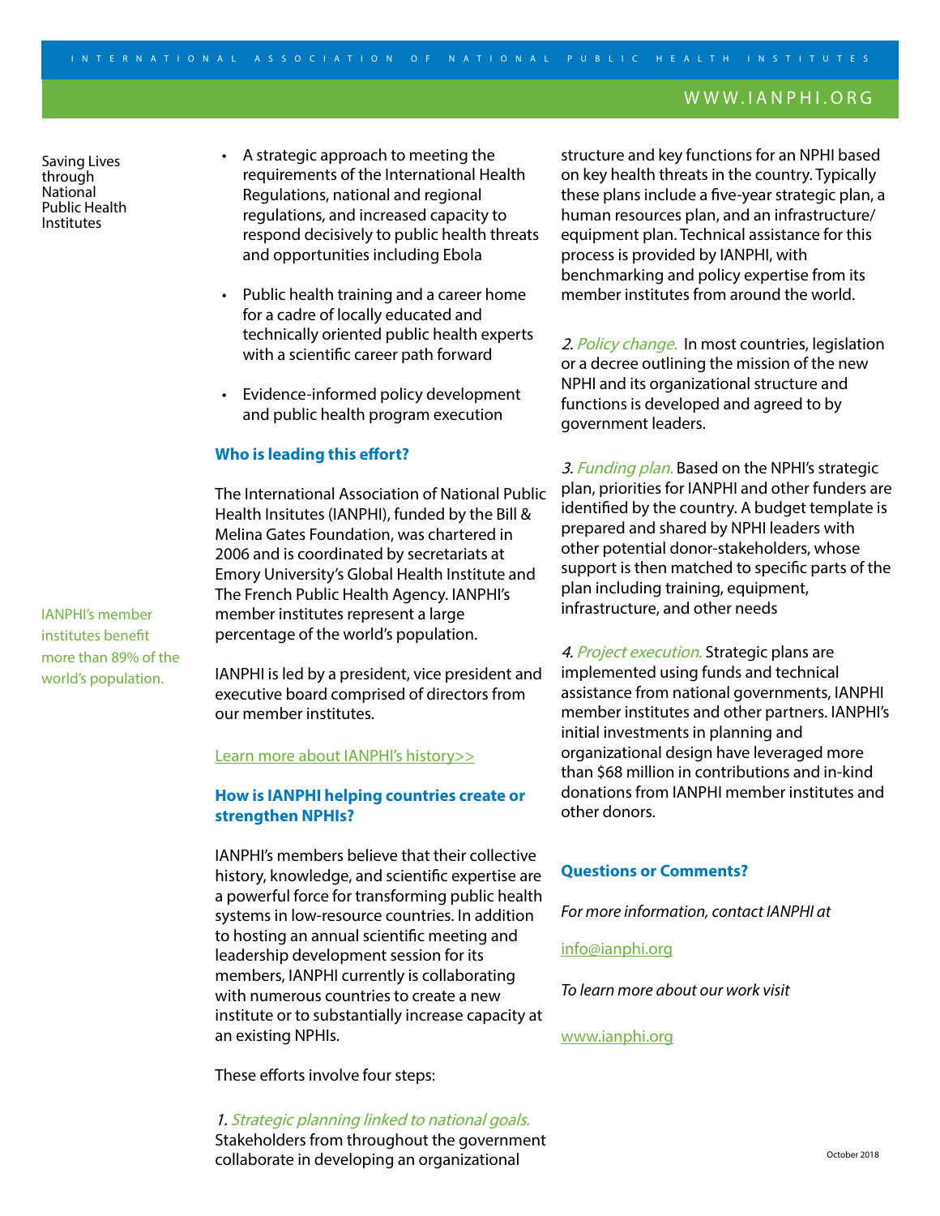Saving Lives through National Public Health Institutes

- A strategic approach to meeting the requirements of the International Health Regulations, national and regional regulations, and increased capacity to respond decisively to public health threats and opportunities including Ebola
- Public health training and a career home for a cadre of locally educated and technically oriented public health experts with a scientific career path forward
- Evidence-informed policy development and public health program execution

### Who is leading this effort?

The International Association of National Public Health Insitutes (IANPHI), funded by the Bill & Melina Gates Foundation, was chartered in 2006 and is coordinated by secretariats at Emory University's Global Health Institute and The French Public Health Agency. IANPHI's member institutes represent a large percentage of the world's population.

IANPHI's member institutes benefit more than 89% of the world's population.

IANPHI is led by a president, vice president and executive board comprised of directors from our member institutes.

Learn more about IANPHI's history>>

### How is IANPHI helping countries create or strengthen NPHIs?

IANPHI's members believe that their collective history, knowledge, and scientific expertise are a powerful force for transforming public health systems in low-resource countries. In addition to hosting an annual scientific meeting and leadership development session for its members, IANPHI currently is collaborating with numerous countries to create a new institute or to substantially increase capacity at an existing NPHIs.

These efforts involve four steps:

1. *Strategic planning linked to national goals.* Stakeholders from throughout the government collaborate in developing an organizational structure and key functions for an NPHI based on key health threats in the country. Typically these plans include a five-year strategic plan, a human resources plan, and an infrastructure/equipment plan. Technical assistance for this process is provided by IANPHI, with benchmarking and policy expertise from its member institutes from around the world.

2. *Policy change.* In most countries, legislation or a decree outlining the mission of the new NPHI and its organizational structure and functions is developed and agreed to by government leaders.

3. *Funding plan.* Based on the NPHI's strategic plan, priorities for IANPHI and other funders are identified by the country. A budget template is prepared and shared by NPHI leaders with other potential donor-stakeholders, whose support is then matched to specific parts of the plan including training, equipment, infrastructure, and other needs

4. *Project execution.* Strategic plans are implemented using funds and technical assistance from national governments, IANPHI member institutes and other partners. IANPHI's initial investments in planning and organizational design have leveraged more than $68 million in contributions and in-kind donations from IANPHI member institutes and other donors.

### Questions or Comments?

*For more information, contact IANPHI at*

info@ianphi.org

*To learn more about our work visit*

www.ianphi.org

October 2018